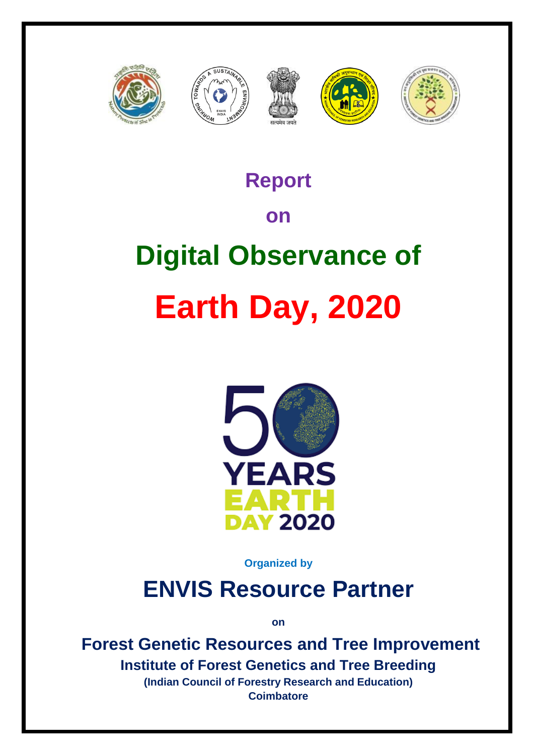# Report

# on

# Digital Observance of

# Earth Day, 2020

**Organized by**

## ENVIS Resource Partner

**on**

## Forest Genetic Resources and Tree Improvement

### Institute of Forest Genetics and Tree Breeding

**(Indian Council of Forestry Research and Education)**

**Coimbatore**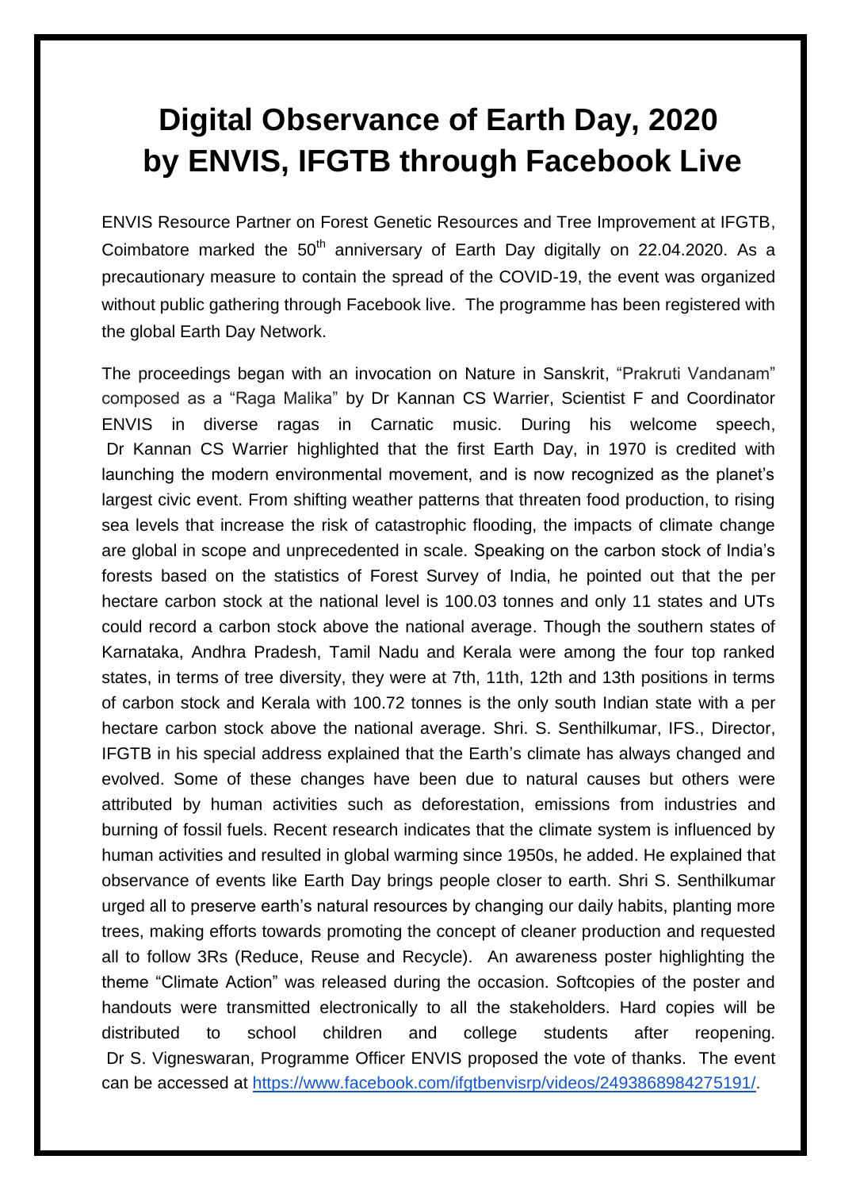# Digital Observance of Earth Day, 2020 by ENVIS, IFGTB through Facebook Live

ENVIS Resource Partner on Forest Genetic Resources and Tree Improvement at IFGTB, Coimbatore marked the $50^{th}$ anniversary of Earth Day digitally on 22.04.2020. As a precautionary measure to contain the spread of the COVID-19, the event was organized without public gathering through Facebook live. The programme has been registered with the global Earth Day Network.

The proceedings began with an invocation on Nature in Sanskrit, "Prakruti Vandanam" composed as a "Raga Malika" by Dr Kannan CS Warrier, Scientist F and Coordinator ENVIS in diverse ragas in Carnatic music. During his welcome speech, Dr Kannan CS Warrier highlighted that the first Earth Day, in 1970 is credited with launching the modern environmental movement, and is now recognized as the planet's largest civic event. From shifting weather patterns that threaten food production, to rising sea levels that increase the risk of catastrophic flooding, the impacts of climate change are global in scope and unprecedented in scale. Speaking on the carbon stock of India's forests based on the statistics of Forest Survey of India, he pointed out that the per hectare carbon stock at the national level is 100.03 tonnes and only 11 states and UTs could record a carbon stock above the national average. Though the southern states of Karnataka, Andhra Pradesh, Tamil Nadu and Kerala were among the four top ranked states, in terms of tree diversity, they were at 7th, 11th, 12th and 13th positions in terms of carbon stock and Kerala with 100.72 tonnes is the only south Indian state with a per hectare carbon stock above the national average. Shri. S. Senthilkumar, IFS., Director, IFGTB in his special address explained that the Earth's climate has always changed and evolved. Some of these changes have been due to natural causes but others were attributed by human activities such as deforestation, emissions from industries and burning of fossil fuels. Recent research indicates that the climate system is influenced by human activities and resulted in global warming since 1950s, he added. He explained that observance of events like Earth Day brings people closer to earth. Shri S. Senthilkumar urged all to preserve earth's natural resources by changing our daily habits, planting more trees, making efforts towards promoting the concept of cleaner production and requested all to follow 3Rs (Reduce, Reuse and Recycle). An awareness poster highlighting the theme "Climate Action" was released during the occasion. Softcopies of the poster and handouts were transmitted electronically to all the stakeholders. Hard copies will be distributed to school children and college students after reopening. Dr S. Vigneswaran, Programme Officer ENVIS proposed the vote of thanks. The event can be accessed at https://www.facebook.com/ifgtbenvisrp/videos/2493868984275191/.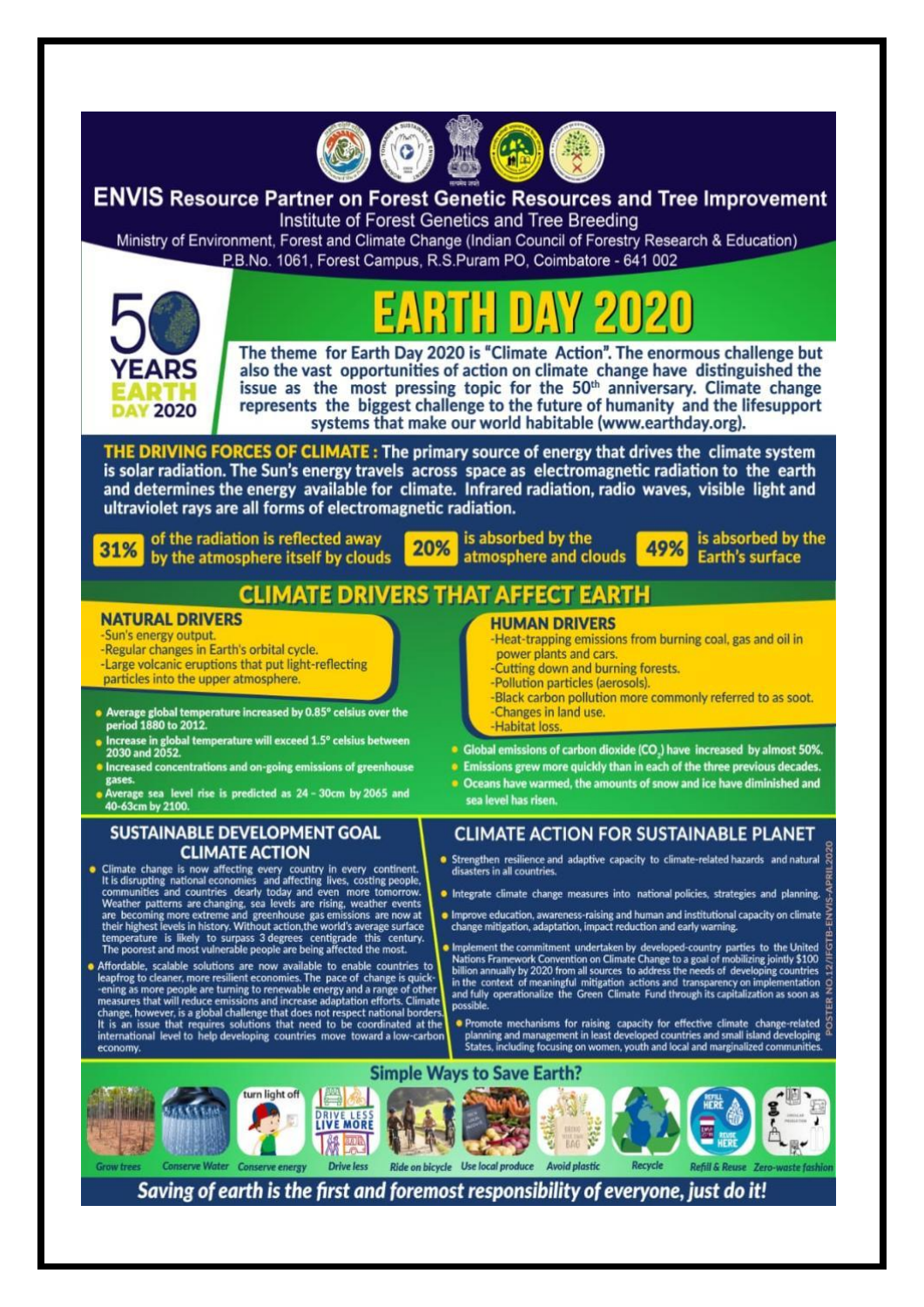# ENVIS Resource Partner on Forest Genetic Resources and Tree Improvement

Institute of Forest Genetics and Tree Breeding

Ministry of Environment, Forest and Climate Change (Indian Council of Forestry Research & Education)

P.B.No. 1061, Forest Campus, R.S.Puram PO, Coimbatore - 641 002

50 YEARS EARTH DAY 2020

# EARTH DAY 2020

The theme for Earth Day 2020 is "Climate Action". The enormous challenge but also the vast opportunities of action on climate change have distinguished the issue as the most pressing topic for the 50th anniversary. Climate change represents the biggest challenge to the future of humanity and the lifesupport systems that make our world habitable (www.earthday.org).

**THE DRIVING FORCES OF CLIMATE:** The primary source of energy that drives the climate system is solar radiation. The Sun's energy travels across space as electromagnetic radiation to the earth and determines the energy available for climate. Infrared radiation, radio waves, visible light and ultraviolet rays are all forms of electromagnetic radiation.

- **31%** of the radiation is reflected away by the atmosphere itself by clouds
- **20%** is absorbed by the atmosphere and clouds
- **49%** is absorbed by the Earth's surface

## CLIMATE DRIVERS THAT AFFECT EARTH

### NATURAL DRIVERS

- Sun's energy output.
- Regular changes in Earth's orbital cycle.
- Large volcanic eruptions that put light-reflecting particles into the upper atmosphere.

- Average global temperature increased by 0.85° celsius over the period 1880 to 2012.
- Increase in global temperature will exceed 1.5° celsius between 2030 and 2052.
- Increased concentrations and on-going emissions of greenhouse gases.
- Average sea level rise is predicted as 24 - 30cm by 2065 and 40-63cm by 2100.

### HUMAN DRIVERS

- Heat-trapping emissions from burning coal, gas and oil in power plants and cars.
- Cutting down and burning forests.
- Pollution particles (aerosols).
- Black carbon pollution more commonly referred to as soot.
- Changes in land use.
- Habitat loss.

- Global emissions of carbon dioxide ($CO_2$) have increased by almost 50%.
- Emissions grew more quickly than in each of the three previous decades.
- Oceans have warmed, the amounts of snow and ice have diminished and sea level has risen.

## SUSTAINABLE DEVELOPMENT GOAL CLIMATE ACTION

- Climate change is now affecting every country in every continent. It is disrupting national economies and affecting lives, costing people, communities and countries dearly today and even more tomorrow. Weather patterns are changing, sea levels are rising, weather events are becoming more extreme and greenhouse gas emissions are now at their highest levels in history. Without action,the world's average surface temperature is likely to surpass 3 degrees centigrade this century. The poorest and most vulnerable people are being affected the most.
- Affordable, scalable solutions are now available to enable countries to leapfrog to cleaner, more resilient economies. The pace of change is quick-ening as more people are turning to renewable energy and a range of other measures that will reduce emissions and increase adaptation efforts. Climate change, however, is a global challenge that does not respect national borders. It is an issue that requires solutions that need to be coordinated at the international level to help developing countries move toward a low-carbon economy.

## CLIMATE ACTION FOR SUSTAINABLE PLANET

- Strengthen resilience and adaptive capacity to climate-related hazards and natural disasters in all countries.
- Integrate climate change measures into national policies, strategies and planning.
- Improve education, awareness-raising and human and institutional capacity on climate change mitigation, adaptation, impact reduction and early warning.
- Implement the commitment undertaken by developed-country parties to the United Nations Framework Convention on Climate Change to a goal of mobilizing jointly $100 billion annually by 2020 from all sources to address the needs of developing countries in the context of meaningful mitigation actions and transparency on implementation and fully operationalize the Green Climate Fund through its capitalization as soon as possible.
- Promote mechanisms for raising capacity for effective climate change-related planning and management in least developed countries and small island developing States, including focusing on women, youth and local and marginalized communities.

POSTER NO.12/IFGTB-ENVIS-APRIL2020

## Simple Ways to Save Earth?

Grow trees · Conserve Water · Conserve energy · Drive less · Ride on bicycle · Use local produce · Avoid plastic · Recycle · Refill & Reuse · Zero-waste fashion

***Saving of earth is the first and foremost responsibility of everyone, just do it!***